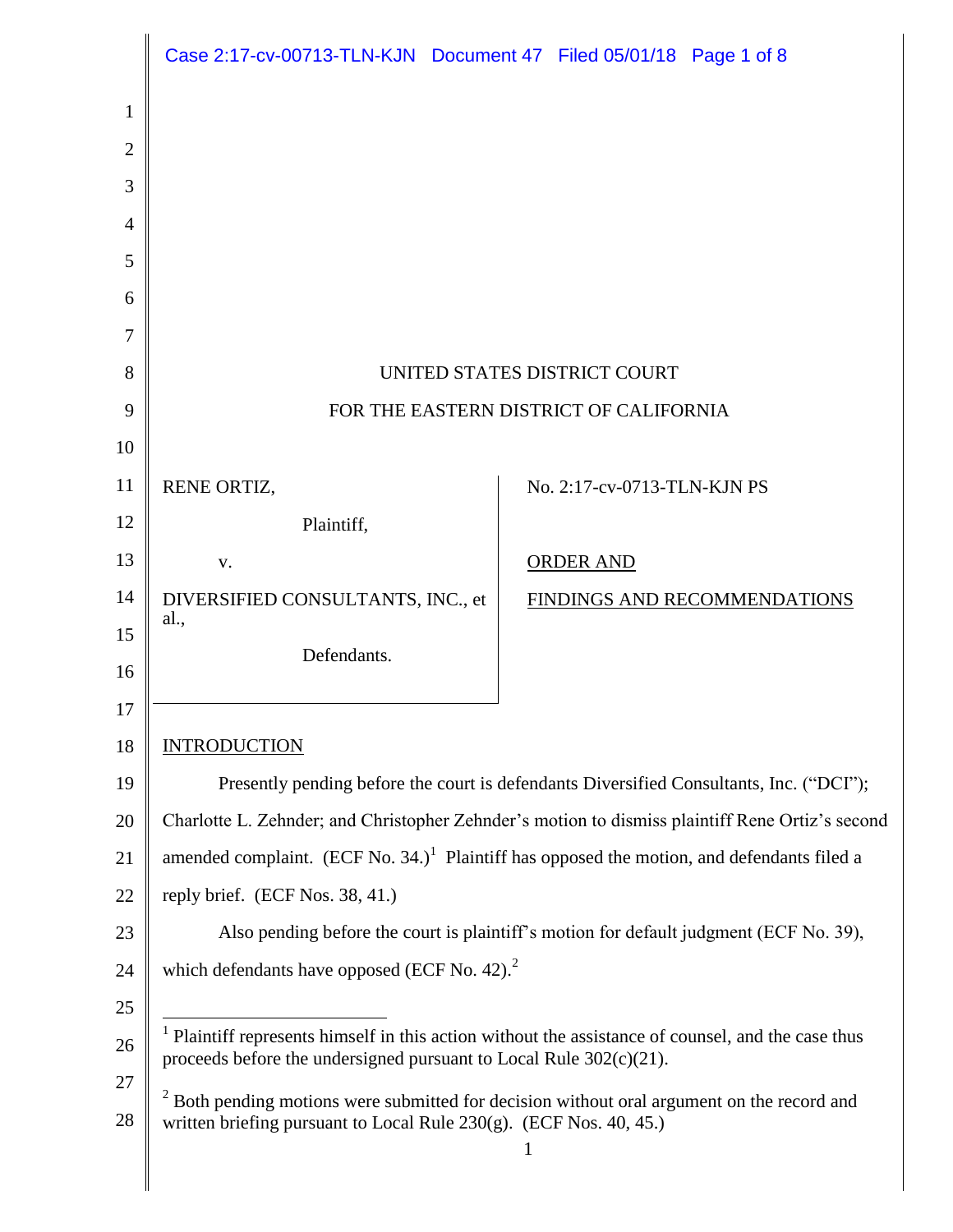UNITED STATES DISTRICT COURT

FOR THE EASTERN DISTRICT OF CALIFORNIA

RENE ORTIZ,

Plaintiff,

v.

DIVERSIFIED CONSULTANTS, INC., et al.,

Defendants.

No. 2:17-cv-0713-TLN-KJN PS

ORDER AND

FINDINGS AND RECOMMENDATIONS

## INTRODUCTION

Presently pending before the court is defendants Diversified Consultants, Inc. ("DCI"); Charlotte L. Zehnder; and Christopher Zehnder's motion to dismiss plaintiff Rene Ortiz's second amended complaint. (ECF No. 34.)[1] Plaintiff has opposed the motion, and defendants filed a reply brief. (ECF Nos. 38, 41.)

Also pending before the court is plaintiff's motion for default judgment (ECF No. 39), which defendants have opposed (ECF No. 42).[2]

---

[1] Plaintiff represents himself in this action without the assistance of counsel, and the case thus proceeds before the undersigned pursuant to Local Rule 302(c)(21).

[2] Both pending motions were submitted for decision without oral argument on the record and written briefing pursuant to Local Rule 230(g). (ECF Nos. 40, 45.)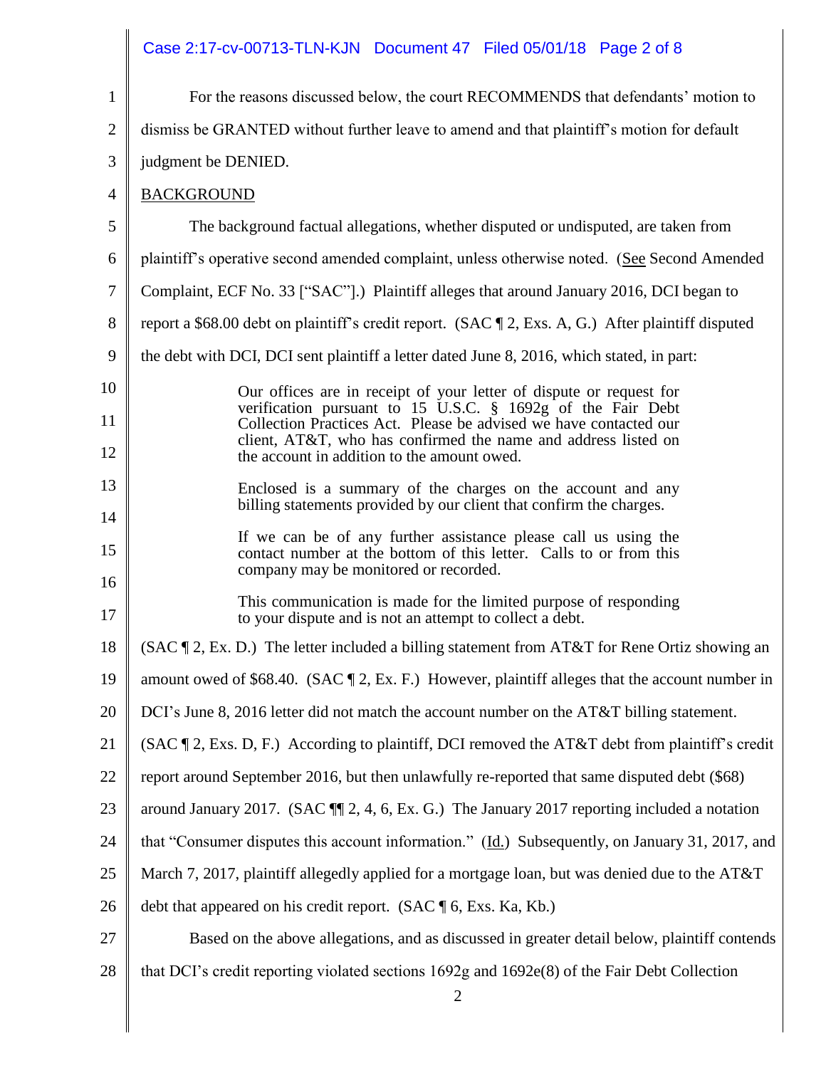For the reasons discussed below, the court RECOMMENDS that defendants' motion to dismiss be GRANTED without further leave to amend and that plaintiff's motion for default judgment be DENIED.

BACKGROUND

The background factual allegations, whether disputed or undisputed, are taken from plaintiff's operative second amended complaint, unless otherwise noted. (See Second Amended Complaint, ECF No. 33 ["SAC"].) Plaintiff alleges that around January 2016, DCI began to report a $68.00 debt on plaintiff's credit report. (SAC ¶ 2, Exs. A, G.) After plaintiff disputed the debt with DCI, DCI sent plaintiff a letter dated June 8, 2016, which stated, in part:

> Our offices are in receipt of your letter of dispute or request for verification pursuant to 15 U.S.C. § 1692g of the Fair Debt Collection Practices Act. Please be advised we have contacted our client, AT&T, who has confirmed the name and address listed on the account in addition to the amount owed.
>
> Enclosed is a summary of the charges on the account and any billing statements provided by our client that confirm the charges.
>
> If we can be of any further assistance please call us using the contact number at the bottom of this letter. Calls to or from this company may be monitored or recorded.
>
> This communication is made for the limited purpose of responding to your dispute and is not an attempt to collect a debt.

(SAC ¶ 2, Ex. D.) The letter included a billing statement from AT&T for Rene Ortiz showing an amount owed of $68.40. (SAC ¶ 2, Ex. F.) However, plaintiff alleges that the account number in DCI's June 8, 2016 letter did not match the account number on the AT&T billing statement. (SAC ¶ 2, Exs. D, F.) According to plaintiff, DCI removed the AT&T debt from plaintiff's credit report around September 2016, but then unlawfully re-reported that same disputed debt ($68) around January 2017. (SAC ¶¶ 2, 4, 6, Ex. G.) The January 2017 reporting included a notation that "Consumer disputes this account information." (Id.) Subsequently, on January 31, 2017, and March 7, 2017, plaintiff allegedly applied for a mortgage loan, but was denied due to the AT&T debt that appeared on his credit report. (SAC ¶ 6, Exs. Ka, Kb.)

Based on the above allegations, and as discussed in greater detail below, plaintiff contends that DCI's credit reporting violated sections 1692g and 1692e(8) of the Fair Debt Collection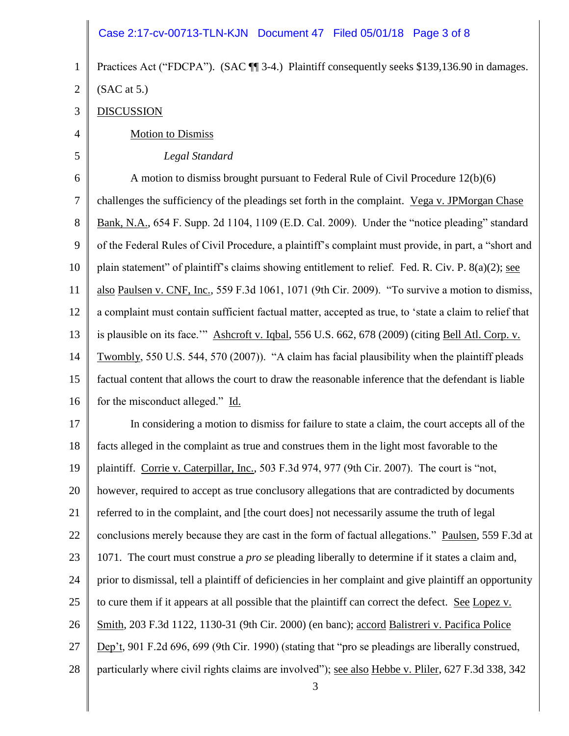Practices Act ("FDCPA"). (SAC ¶¶ 3-4.) Plaintiff consequently seeks $139,136.90 in damages. (SAC at 5.)

DISCUSSION

Motion to Dismiss

*Legal Standard*

A motion to dismiss brought pursuant to Federal Rule of Civil Procedure 12(b)(6) challenges the sufficiency of the pleadings set forth in the complaint. Vega v. JPMorgan Chase Bank, N.A., 654 F. Supp. 2d 1104, 1109 (E.D. Cal. 2009). Under the "notice pleading" standard of the Federal Rules of Civil Procedure, a plaintiff's complaint must provide, in part, a "short and plain statement" of plaintiff's claims showing entitlement to relief. Fed. R. Civ. P. 8(a)(2); see also Paulsen v. CNF, Inc., 559 F.3d 1061, 1071 (9th Cir. 2009). "To survive a motion to dismiss, a complaint must contain sufficient factual matter, accepted as true, to 'state a claim to relief that is plausible on its face.'" Ashcroft v. Iqbal, 556 U.S. 662, 678 (2009) (citing Bell Atl. Corp. v. Twombly, 550 U.S. 544, 570 (2007)). "A claim has facial plausibility when the plaintiff pleads factual content that allows the court to draw the reasonable inference that the defendant is liable for the misconduct alleged." Id.

In considering a motion to dismiss for failure to state a claim, the court accepts all of the facts alleged in the complaint as true and construes them in the light most favorable to the plaintiff. Corrie v. Caterpillar, Inc., 503 F.3d 974, 977 (9th Cir. 2007). The court is "not, however, required to accept as true conclusory allegations that are contradicted by documents referred to in the complaint, and [the court does] not necessarily assume the truth of legal conclusions merely because they are cast in the form of factual allegations." Paulsen, 559 F.3d at 1071. The court must construe a *pro se* pleading liberally to determine if it states a claim and, prior to dismissal, tell a plaintiff of deficiencies in her complaint and give plaintiff an opportunity to cure them if it appears at all possible that the plaintiff can correct the defect. See Lopez v. Smith, 203 F.3d 1122, 1130-31 (9th Cir. 2000) (en banc); accord Balistreri v. Pacifica Police Dep't, 901 F.2d 696, 699 (9th Cir. 1990) (stating that "pro se pleadings are liberally construed, particularly where civil rights claims are involved"); see also Hebbe v. Pliler, 627 F.3d 338, 342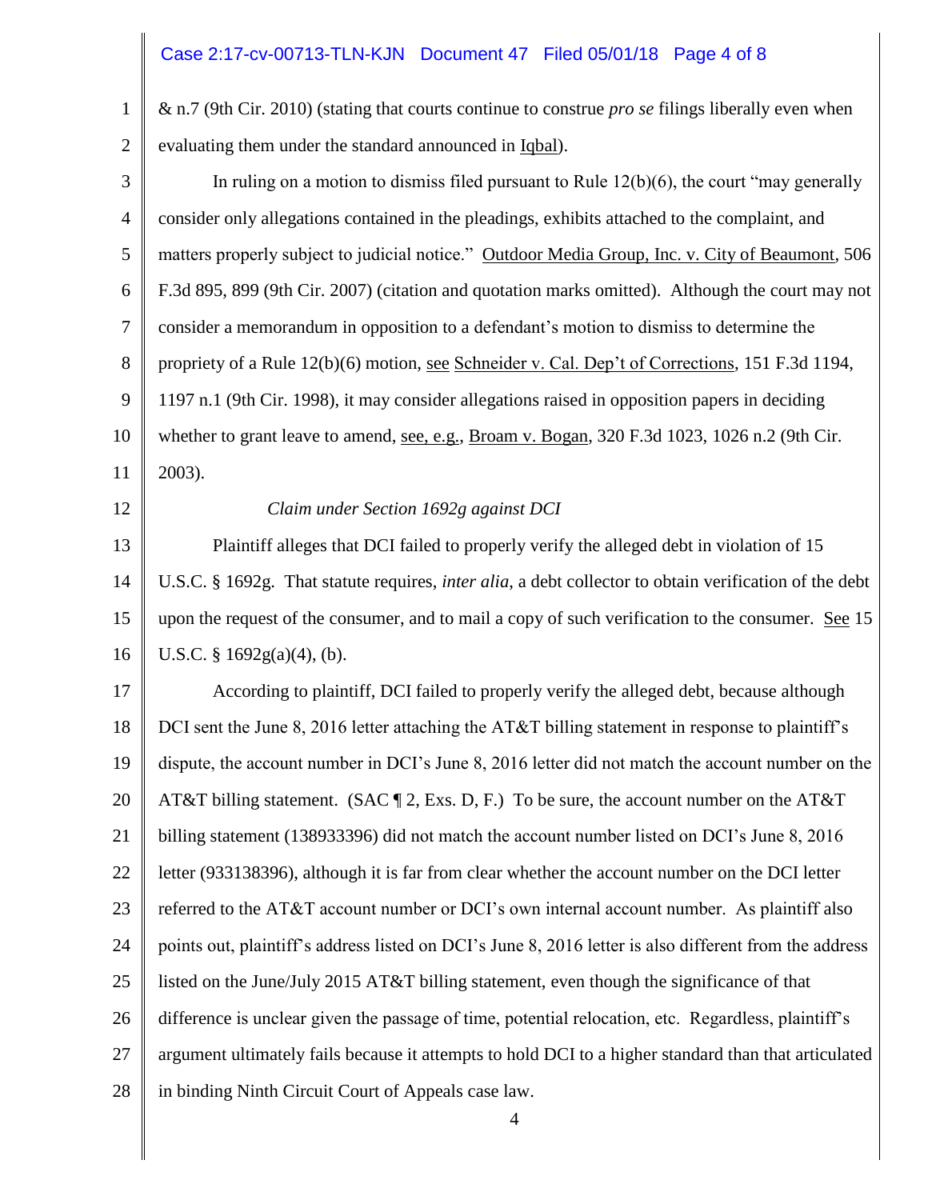& n.7 (9th Cir. 2010) (stating that courts continue to construe *pro se* filings liberally even when evaluating them under the standard announced in Iqbal).

In ruling on a motion to dismiss filed pursuant to Rule 12(b)(6), the court "may generally consider only allegations contained in the pleadings, exhibits attached to the complaint, and matters properly subject to judicial notice." Outdoor Media Group, Inc. v. City of Beaumont, 506 F.3d 895, 899 (9th Cir. 2007) (citation and quotation marks omitted). Although the court may not consider a memorandum in opposition to a defendant's motion to dismiss to determine the propriety of a Rule 12(b)(6) motion, see Schneider v. Cal. Dep't of Corrections, 151 F.3d 1194, 1197 n.1 (9th Cir. 1998), it may consider allegations raised in opposition papers in deciding whether to grant leave to amend, see, e.g., Broam v. Bogan, 320 F.3d 1023, 1026 n.2 (9th Cir. 2003).

*Claim under Section 1692g against DCI*

Plaintiff alleges that DCI failed to properly verify the alleged debt in violation of 15 U.S.C. § 1692g. That statute requires, *inter alia*, a debt collector to obtain verification of the debt upon the request of the consumer, and to mail a copy of such verification to the consumer. See 15 U.S.C. § 1692g(a)(4), (b).

According to plaintiff, DCI failed to properly verify the alleged debt, because although DCI sent the June 8, 2016 letter attaching the AT&T billing statement in response to plaintiff's dispute, the account number in DCI's June 8, 2016 letter did not match the account number on the AT&T billing statement. (SAC ¶ 2, Exs. D, F.) To be sure, the account number on the AT&T billing statement (138933396) did not match the account number listed on DCI's June 8, 2016 letter (933138396), although it is far from clear whether the account number on the DCI letter referred to the AT&T account number or DCI's own internal account number. As plaintiff also points out, plaintiff's address listed on DCI's June 8, 2016 letter is also different from the address listed on the June/July 2015 AT&T billing statement, even though the significance of that difference is unclear given the passage of time, potential relocation, etc. Regardless, plaintiff's argument ultimately fails because it attempts to hold DCI to a higher standard than that articulated in binding Ninth Circuit Court of Appeals case law.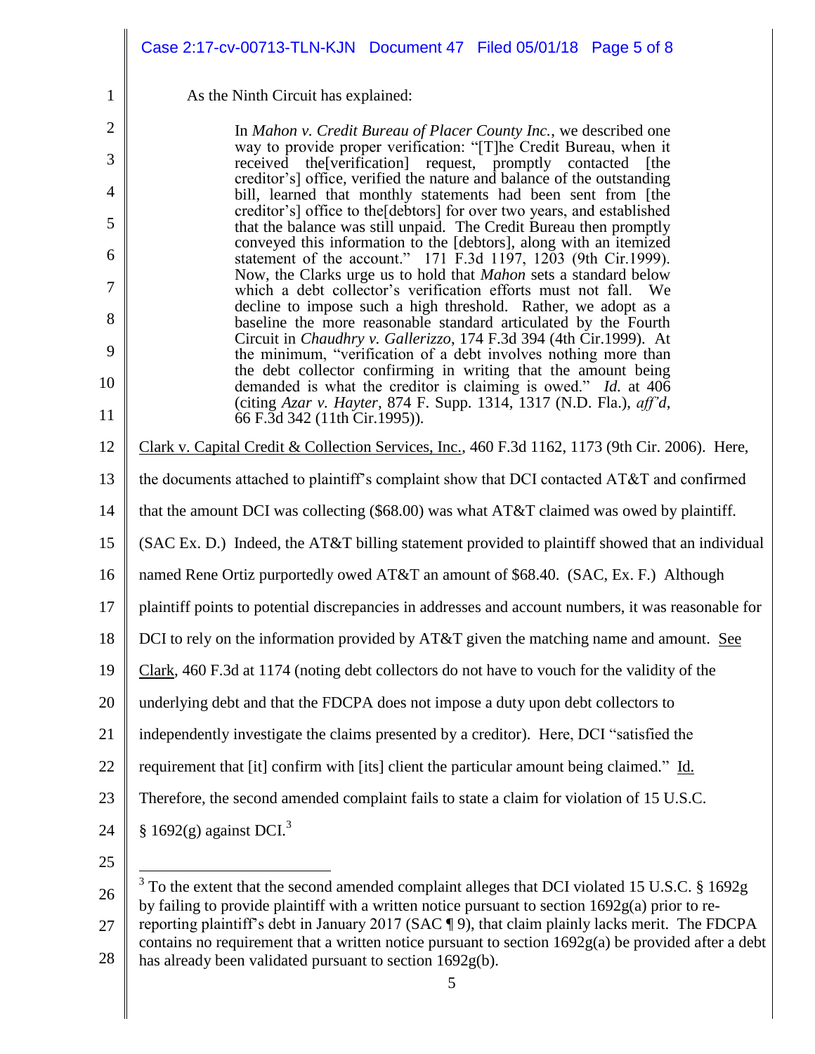As the Ninth Circuit has explained:

> In *Mahon v. Credit Bureau of Placer County Inc.*, we described one way to provide proper verification: "[T]he Credit Bureau, when it received the[verification] request, promptly contacted [the creditor's] office, verified the nature and balance of the outstanding bill, learned that monthly statements had been sent from [the creditor's] office to the[debtors] for over two years, and established that the balance was still unpaid. The Credit Bureau then promptly conveyed this information to the [debtors], along with an itemized statement of the account." 171 F.3d 1197, 1203 (9th Cir.1999). Now, the Clarks urge us to hold that *Mahon* sets a standard below which a debt collector's verification efforts must not fall. We decline to impose such a high threshold. Rather, we adopt as a baseline the more reasonable standard articulated by the Fourth Circuit in *Chaudhry v. Gallerizzo*, 174 F.3d 394 (4th Cir.1999). At the minimum, "verification of a debt involves nothing more than the debt collector confirming in writing that the amount being demanded is what the creditor is claiming is owed." *Id.* at 406 (citing *Azar v. Hayter*, 874 F. Supp. 1314, 1317 (N.D. Fla.), *aff'd*, 66 F.3d 342 (11th Cir.1995)).

Clark v. Capital Credit & Collection Services, Inc., 460 F.3d 1162, 1173 (9th Cir. 2006). Here, the documents attached to plaintiff's complaint show that DCI contacted AT&T and confirmed that the amount DCI was collecting ($68.00) was what AT&T claimed was owed by plaintiff. (SAC Ex. D.) Indeed, the AT&T billing statement provided to plaintiff showed that an individual named Rene Ortiz purportedly owed AT&T an amount of $68.40. (SAC, Ex. F.) Although plaintiff points to potential discrepancies in addresses and account numbers, it was reasonable for DCI to rely on the information provided by AT&T given the matching name and amount. See Clark, 460 F.3d at 1174 (noting debt collectors do not have to vouch for the validity of the underlying debt and that the FDCPA does not impose a duty upon debt collectors to independently investigate the claims presented by a creditor). Here, DCI "satisfied the requirement that [it] confirm with [its] client the particular amount being claimed." Id. Therefore, the second amended complaint fails to state a claim for violation of 15 U.S.C. § 1692(g) against DCI.[3]

[3] To the extent that the second amended complaint alleges that DCI violated 15 U.S.C. § 1692g by failing to provide plaintiff with a written notice pursuant to section 1692g(a) prior to re-reporting plaintiff's debt in January 2017 (SAC ¶ 9), that claim plainly lacks merit. The FDCPA contains no requirement that a written notice pursuant to section 1692g(a) be provided after a debt has already been validated pursuant to section 1692g(b).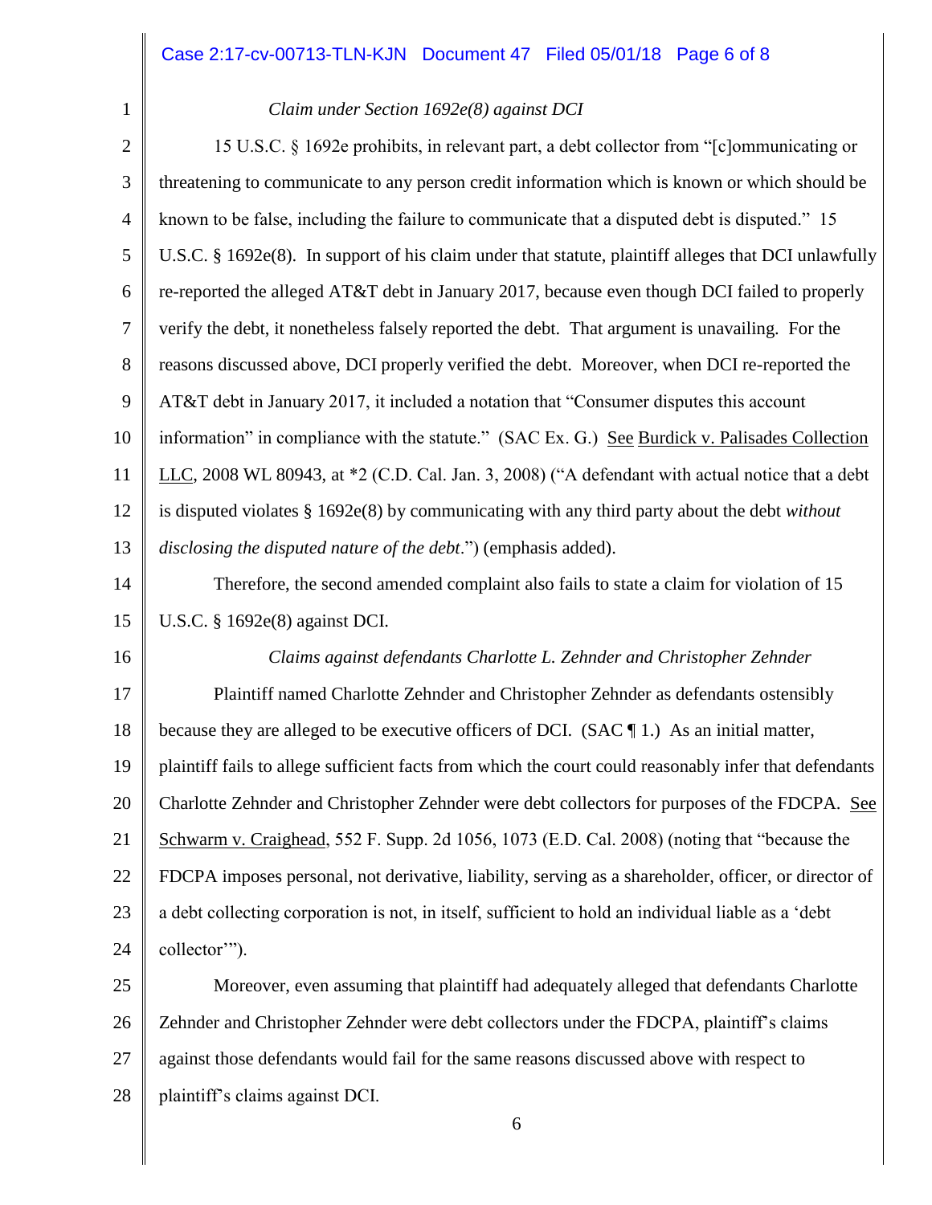*Claim under Section 1692e(8) against DCI*

15 U.S.C. § 1692e prohibits, in relevant part, a debt collector from "[c]ommunicating or threatening to communicate to any person credit information which is known or which should be known to be false, including the failure to communicate that a disputed debt is disputed." 15 U.S.C. § 1692e(8). In support of his claim under that statute, plaintiff alleges that DCI unlawfully re-reported the alleged AT&T debt in January 2017, because even though DCI failed to properly verify the debt, it nonetheless falsely reported the debt. That argument is unavailing. For the reasons discussed above, DCI properly verified the debt. Moreover, when DCI re-reported the AT&T debt in January 2017, it included a notation that "Consumer disputes this account information" in compliance with the statute." (SAC Ex. G.) See Burdick v. Palisades Collection LLC, 2008 WL 80943, at *2 (C.D. Cal. Jan. 3, 2008) ("A defendant with actual notice that a debt is disputed violates § 1692e(8) by communicating with any third party about the debt *without disclosing the disputed nature of the debt*.") (emphasis added).

Therefore, the second amended complaint also fails to state a claim for violation of 15 U.S.C. § 1692e(8) against DCI.

*Claims against defendants Charlotte L. Zehnder and Christopher Zehnder*

Plaintiff named Charlotte Zehnder and Christopher Zehnder as defendants ostensibly because they are alleged to be executive officers of DCI. (SAC ¶ 1.) As an initial matter, plaintiff fails to allege sufficient facts from which the court could reasonably infer that defendants Charlotte Zehnder and Christopher Zehnder were debt collectors for purposes of the FDCPA. See Schwarm v. Craighead, 552 F. Supp. 2d 1056, 1073 (E.D. Cal. 2008) (noting that "because the FDCPA imposes personal, not derivative, liability, serving as a shareholder, officer, or director of a debt collecting corporation is not, in itself, sufficient to hold an individual liable as a 'debt collector'").

Moreover, even assuming that plaintiff had adequately alleged that defendants Charlotte Zehnder and Christopher Zehnder were debt collectors under the FDCPA, plaintiff's claims against those defendants would fail for the same reasons discussed above with respect to plaintiff's claims against DCI.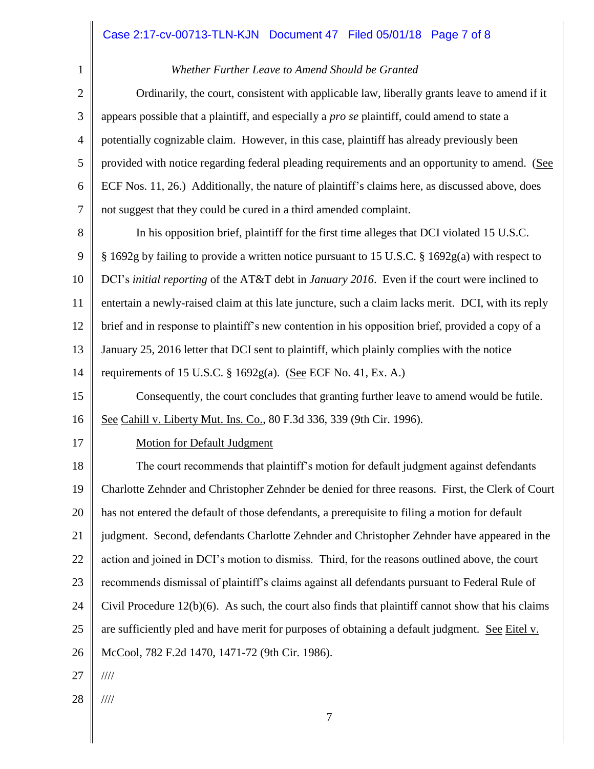*Whether Further Leave to Amend Should be Granted*

Ordinarily, the court, consistent with applicable law, liberally grants leave to amend if it appears possible that a plaintiff, and especially a *pro se* plaintiff, could amend to state a potentially cognizable claim. However, in this case, plaintiff has already previously been provided with notice regarding federal pleading requirements and an opportunity to amend. (See ECF Nos. 11, 26.) Additionally, the nature of plaintiff's claims here, as discussed above, does not suggest that they could be cured in a third amended complaint.

In his opposition brief, plaintiff for the first time alleges that DCI violated 15 U.S.C. § 1692g by failing to provide a written notice pursuant to 15 U.S.C. § 1692g(a) with respect to DCI's *initial reporting* of the AT&T debt in *January 2016*. Even if the court were inclined to entertain a newly-raised claim at this late juncture, such a claim lacks merit. DCI, with its reply brief and in response to plaintiff's new contention in his opposition brief, provided a copy of a January 25, 2016 letter that DCI sent to plaintiff, which plainly complies with the notice requirements of 15 U.S.C. § 1692g(a). (See ECF No. 41, Ex. A.)

Consequently, the court concludes that granting further leave to amend would be futile. See Cahill v. Liberty Mut. Ins. Co., 80 F.3d 336, 339 (9th Cir. 1996).

Motion for Default Judgment

The court recommends that plaintiff's motion for default judgment against defendants Charlotte Zehnder and Christopher Zehnder be denied for three reasons. First, the Clerk of Court has not entered the default of those defendants, a prerequisite to filing a motion for default judgment. Second, defendants Charlotte Zehnder and Christopher Zehnder have appeared in the action and joined in DCI's motion to dismiss. Third, for the reasons outlined above, the court recommends dismissal of plaintiff's claims against all defendants pursuant to Federal Rule of Civil Procedure 12(b)(6). As such, the court also finds that plaintiff cannot show that his claims are sufficiently pled and have merit for purposes of obtaining a default judgment. See Eitel v. McCool, 782 F.2d 1470, 1471-72 (9th Cir. 1986).

////

////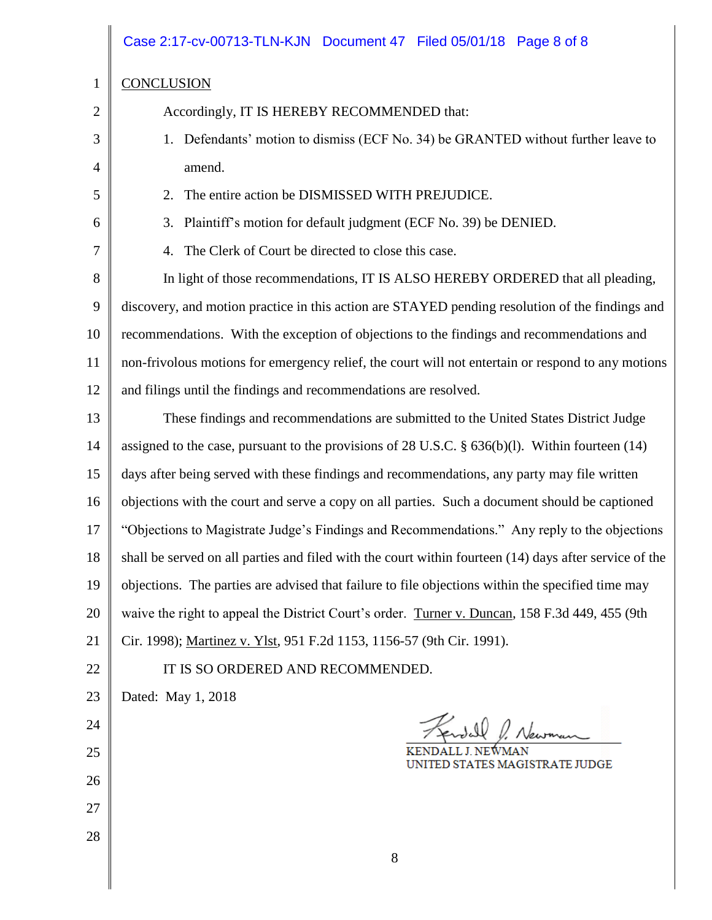CONCLUSION

Accordingly, IT IS HEREBY RECOMMENDED that:

1. Defendants' motion to dismiss (ECF No. 34) be GRANTED without further leave to amend.
2. The entire action be DISMISSED WITH PREJUDICE.
3. Plaintiff's motion for default judgment (ECF No. 39) be DENIED.
4. The Clerk of Court be directed to close this case.

In light of those recommendations, IT IS ALSO HEREBY ORDERED that all pleading, discovery, and motion practice in this action are STAYED pending resolution of the findings and recommendations. With the exception of objections to the findings and recommendations and non-frivolous motions for emergency relief, the court will not entertain or respond to any motions and filings until the findings and recommendations are resolved.

These findings and recommendations are submitted to the United States District Judge assigned to the case, pursuant to the provisions of 28 U.S.C. § 636(b)(l). Within fourteen (14) days after being served with these findings and recommendations, any party may file written objections with the court and serve a copy on all parties. Such a document should be captioned "Objections to Magistrate Judge's Findings and Recommendations." Any reply to the objections shall be served on all parties and filed with the court within fourteen (14) days after service of the objections. The parties are advised that failure to file objections within the specified time may waive the right to appeal the District Court's order. Turner v. Duncan, 158 F.3d 449, 455 (9th Cir. 1998); Martinez v. Ylst, 951 F.2d 1153, 1156-57 (9th Cir. 1991).

IT IS SO ORDERED AND RECOMMENDED.

Dated: May 1, 2018

KENDALL J. NEWMAN
UNITED STATES MAGISTRATE JUDGE